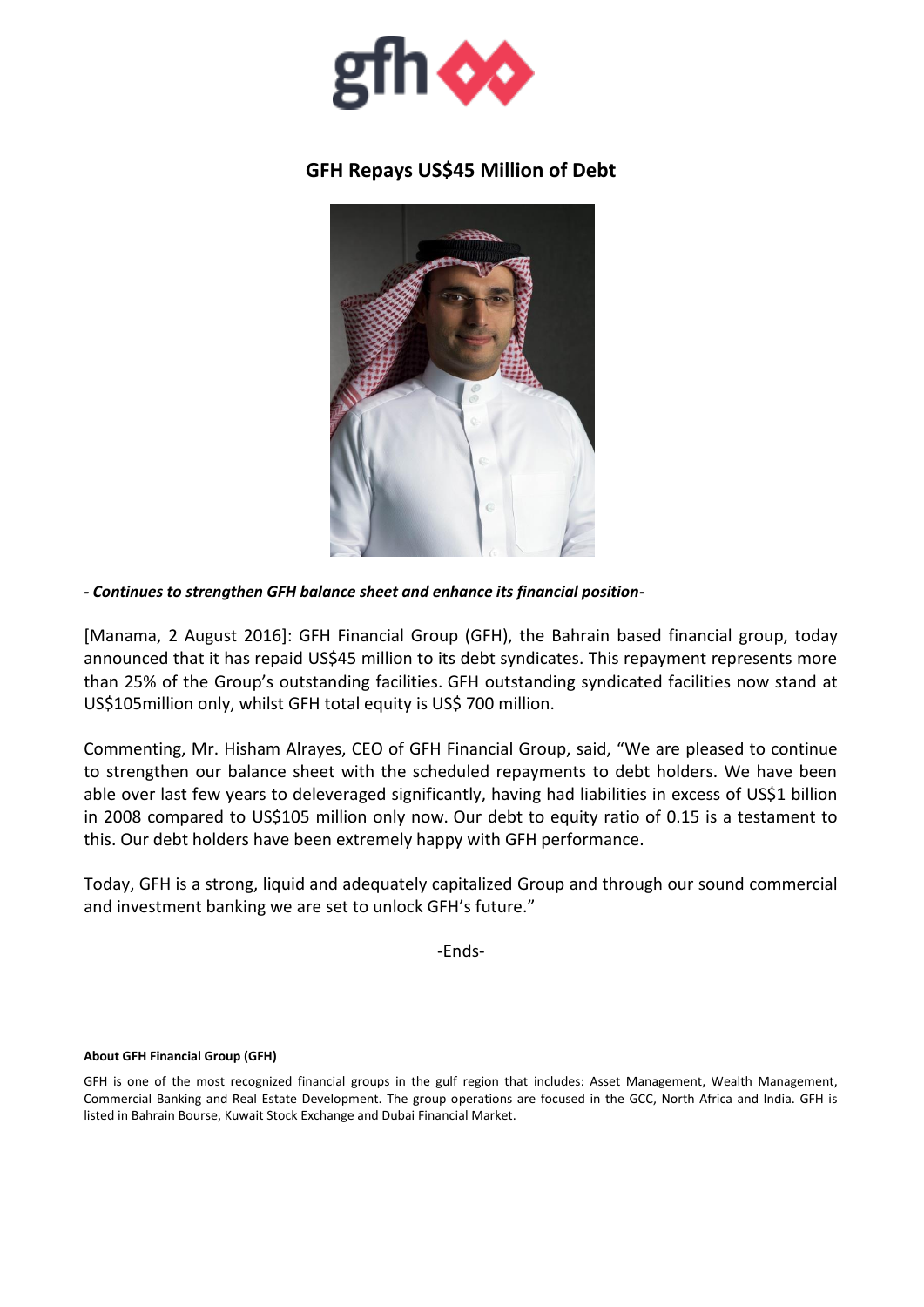# GFH Repays US$45 Million of Debt

***- Continues to strengthen GFH balance sheet and enhance its financial position-***

[Manama, 2 August 2016]: GFH Financial Group (GFH), the Bahrain based financial group, today announced that it has repaid US$45 million to its debt syndicates. This repayment represents more than 25% of the Group's outstanding facilities. GFH outstanding syndicated facilities now stand at US$105million only, whilst GFH total equity is US$ 700 million.

Commenting, Mr. Hisham Alrayes, CEO of GFH Financial Group, said, "We are pleased to continue to strengthen our balance sheet with the scheduled repayments to debt holders. We have been able over last few years to deleveraged significantly, having had liabilities in excess of US$1 billion in 2008 compared to US$105 million only now. Our debt to equity ratio of 0.15 is a testament to this. Our debt holders have been extremely happy with GFH performance.

Today, GFH is a strong, liquid and adequately capitalized Group and through our sound commercial and investment banking we are set to unlock GFH's future."

-Ends-

**About GFH Financial Group (GFH)**

GFH is one of the most recognized financial groups in the gulf region that includes: Asset Management, Wealth Management, Commercial Banking and Real Estate Development. The group operations are focused in the GCC, North Africa and India. GFH is listed in Bahrain Bourse, Kuwait Stock Exchange and Dubai Financial Market.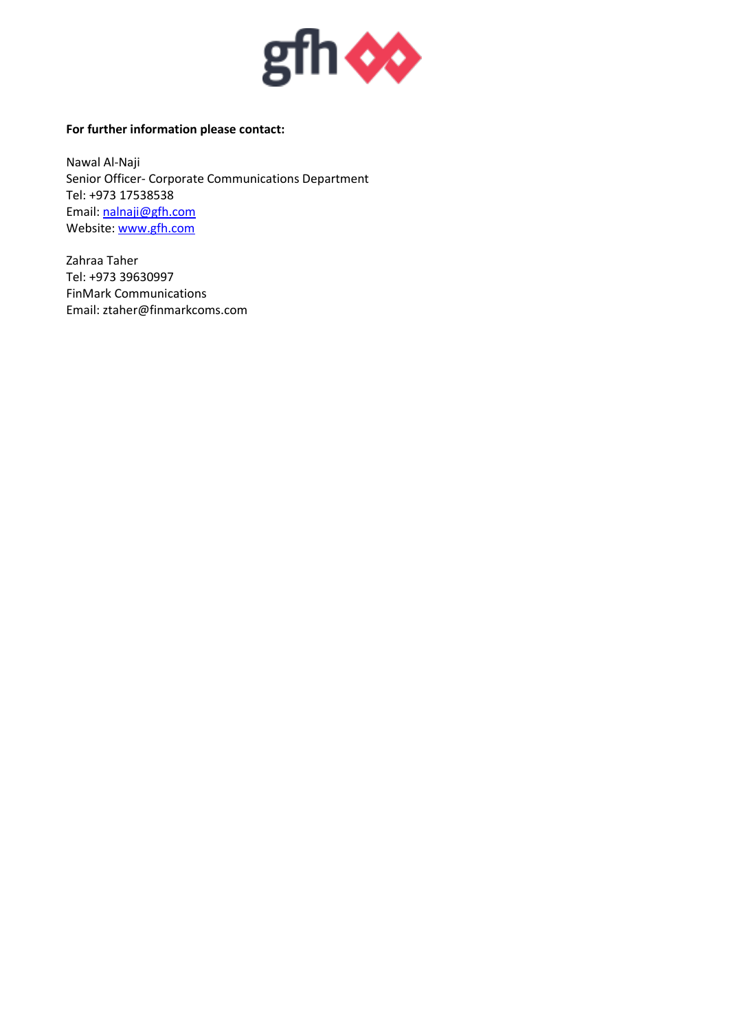**For further information please contact:**

Nawal Al-Naji
Senior Officer- Corporate Communications Department
Tel: +973 17538538
Email: nalnaji@gfh.com
Website: www.gfh.com

Zahraa Taher
Tel: +973 39630997
FinMark Communications
Email: ztaher@finmarkcoms.com